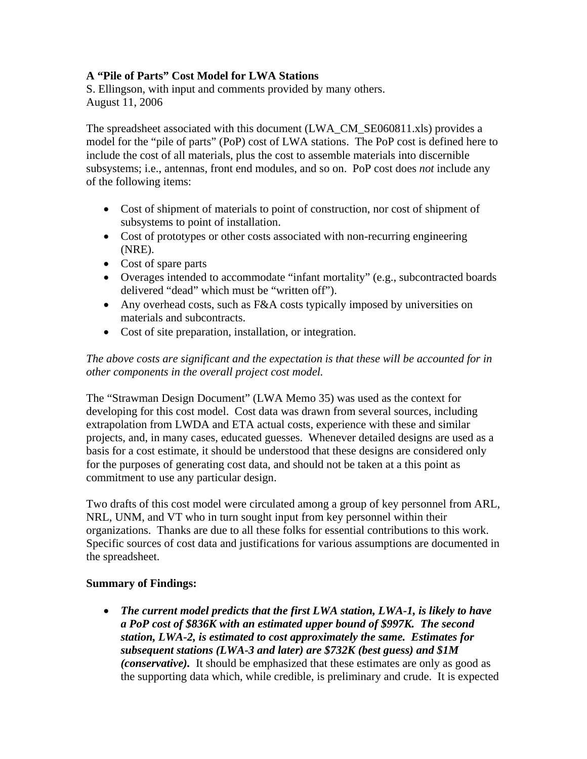**A "Pile of Parts" Cost Model for LWA Stations**
S. Ellingson, with input and comments provided by many others.
August 11, 2006

The spreadsheet associated with this document (LWA_CM_SE060811.xls) provides a model for the "pile of parts" (PoP) cost of LWA stations. The PoP cost is defined here to include the cost of all materials, plus the cost to assemble materials into discernible subsystems; i.e., antennas, front end modules, and so on. PoP cost does *not* include any of the following items:

- Cost of shipment of materials to point of construction, nor cost of shipment of subsystems to point of installation.
- Cost of prototypes or other costs associated with non-recurring engineering (NRE).
- Cost of spare parts
- Overages intended to accommodate "infant mortality" (e.g., subcontracted boards delivered "dead" which must be "written off").
- Any overhead costs, such as F&A costs typically imposed by universities on materials and subcontracts.
- Cost of site preparation, installation, or integration.

*The above costs are significant and the expectation is that these will be accounted for in other components in the overall project cost model.*

The "Strawman Design Document" (LWA Memo 35) was used as the context for developing for this cost model. Cost data was drawn from several sources, including extrapolation from LWDA and ETA actual costs, experience with these and similar projects, and, in many cases, educated guesses. Whenever detailed designs are used as a basis for a cost estimate, it should be understood that these designs are considered only for the purposes of generating cost data, and should not be taken at a this point as commitment to use any particular design.

Two drafts of this cost model were circulated among a group of key personnel from ARL, NRL, UNM, and VT who in turn sought input from key personnel within their organizations. Thanks are due to all these folks for essential contributions to this work. Specific sources of cost data and justifications for various assumptions are documented in the spreadsheet.

**Summary of Findings:**

- ***The current model predicts that the first LWA station, LWA-1, is likely to have a PoP cost of $836K with an estimated upper bound of $997K. The second station, LWA-2, is estimated to cost approximately the same. Estimates for subsequent stations (LWA-3 and later) are $732K (best guess) and $1M (conservative).*** It should be emphasized that these estimates are only as good as the supporting data which, while credible, is preliminary and crude. It is expected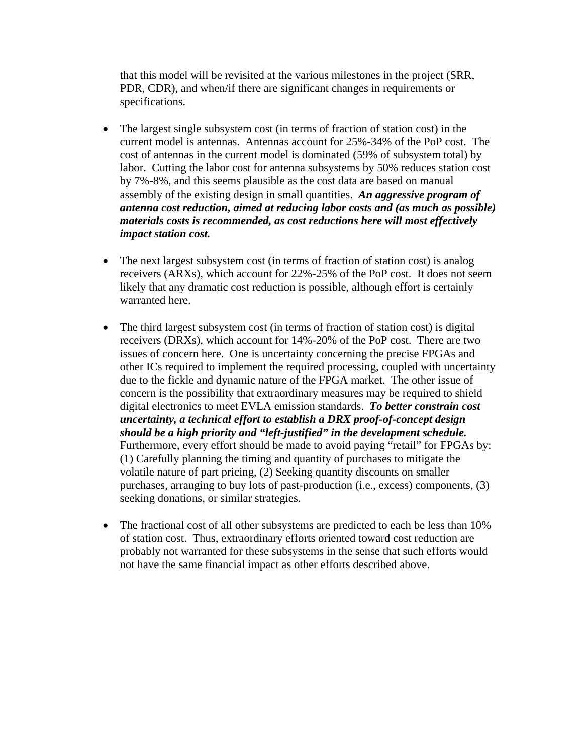that this model will be revisited at the various milestones in the project (SRR, PDR, CDR), and when/if there are significant changes in requirements or specifications.

- The largest single subsystem cost (in terms of fraction of station cost) in the current model is antennas. Antennas account for 25%-34% of the PoP cost. The cost of antennas in the current model is dominated (59% of subsystem total) by labor. Cutting the labor cost for antenna subsystems by 50% reduces station cost by 7%-8%, and this seems plausible as the cost data are based on manual assembly of the existing design in small quantities. ***An aggressive program of antenna cost reduction, aimed at reducing labor costs and (as much as possible) materials costs is recommended, as cost reductions here will most effectively impact station cost.***

- The next largest subsystem cost (in terms of fraction of station cost) is analog receivers (ARXs), which account for 22%-25% of the PoP cost. It does not seem likely that any dramatic cost reduction is possible, although effort is certainly warranted here.

- The third largest subsystem cost (in terms of fraction of station cost) is digital receivers (DRXs), which account for 14%-20% of the PoP cost. There are two issues of concern here. One is uncertainty concerning the precise FPGAs and other ICs required to implement the required processing, coupled with uncertainty due to the fickle and dynamic nature of the FPGA market. The other issue of concern is the possibility that extraordinary measures may be required to shield digital electronics to meet EVLA emission standards. ***To better constrain cost uncertainty, a technical effort to establish a DRX proof-of-concept design should be a high priority and "left-justified" in the development schedule.*** Furthermore, every effort should be made to avoid paying "retail" for FPGAs by: (1) Carefully planning the timing and quantity of purchases to mitigate the volatile nature of part pricing, (2) Seeking quantity discounts on smaller purchases, arranging to buy lots of past-production (i.e., excess) components, (3) seeking donations, or similar strategies.

- The fractional cost of all other subsystems are predicted to each be less than 10% of station cost. Thus, extraordinary efforts oriented toward cost reduction are probably not warranted for these subsystems in the sense that such efforts would not have the same financial impact as other efforts described above.